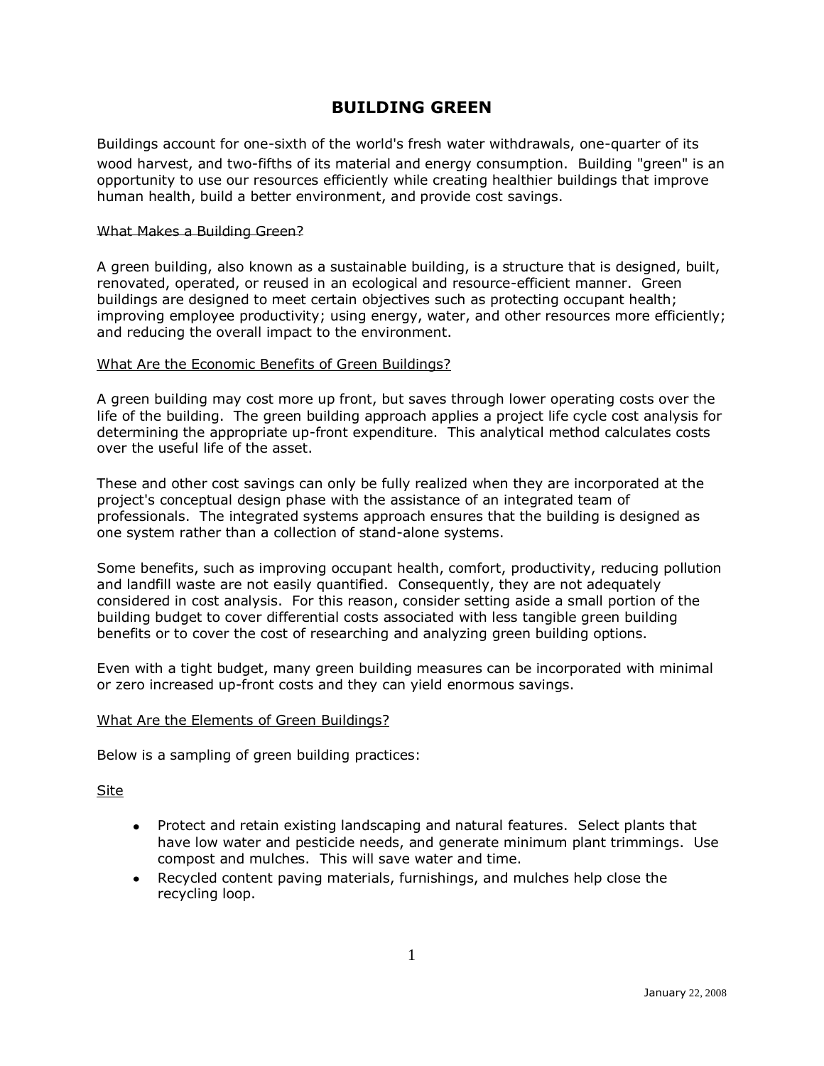# BUILDING GREEN

Buildings account for one-sixth of the world's fresh water withdrawals, one-quarter of its wood harvest, and two-fifths of its material and energy consumption. Building "green" is an opportunity to use our resources efficiently while creating healthier buildings that improve human health, build a better environment, and provide cost savings.

## What Makes a Building Green?

A green building, also known as a sustainable building, is a structure that is designed, built, renovated, operated, or reused in an ecological and resource-efficient manner. Green buildings are designed to meet certain objectives such as protecting occupant health; improving employee productivity; using energy, water, and other resources more efficiently; and reducing the overall impact to the environment.

## What Are the Economic Benefits of Green Buildings?

A green building may cost more up front, but saves through lower operating costs over the life of the building. The green building approach applies a project life cycle cost analysis for determining the appropriate up-front expenditure. This analytical method calculates costs over the useful life of the asset.

These and other cost savings can only be fully realized when they are incorporated at the project's conceptual design phase with the assistance of an integrated team of professionals. The integrated systems approach ensures that the building is designed as one system rather than a collection of stand-alone systems.

Some benefits, such as improving occupant health, comfort, productivity, reducing pollution and landfill waste are not easily quantified. Consequently, they are not adequately considered in cost analysis. For this reason, consider setting aside a small portion of the building budget to cover differential costs associated with less tangible green building benefits or to cover the cost of researching and analyzing green building options.

Even with a tight budget, many green building measures can be incorporated with minimal or zero increased up-front costs and they can yield enormous savings.

## What Are the Elements of Green Buildings?

Below is a sampling of green building practices:

### Site

- Protect and retain existing landscaping and natural features. Select plants that have low water and pesticide needs, and generate minimum plant trimmings. Use compost and mulches. This will save water and time.
- Recycled content paving materials, furnishings, and mulches help close the recycling loop.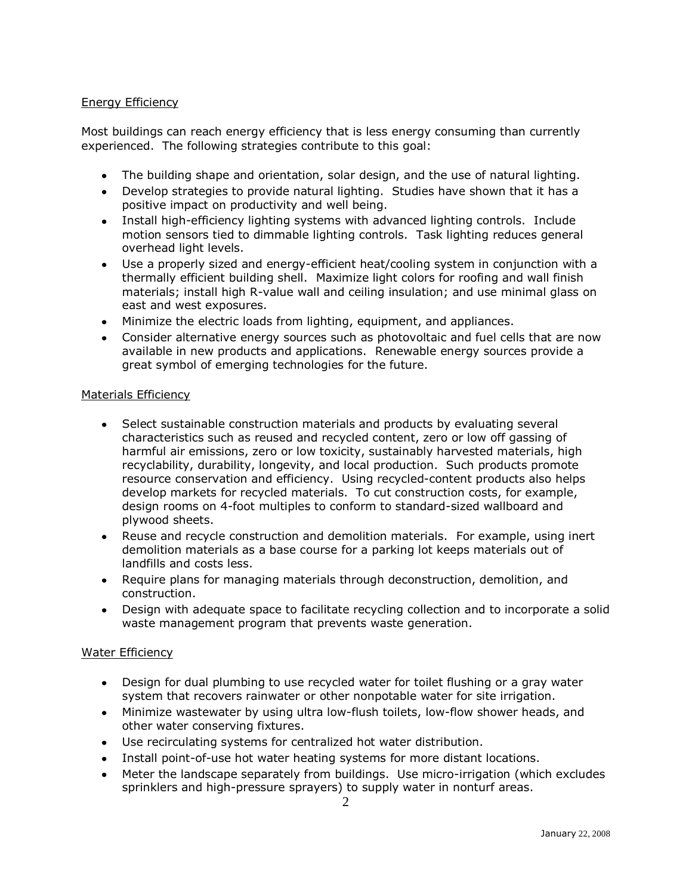Energy Efficiency

Most buildings can reach energy efficiency that is less energy consuming than currently experienced. The following strategies contribute to this goal:

- The building shape and orientation, solar design, and the use of natural lighting.
- Develop strategies to provide natural lighting. Studies have shown that it has a positive impact on productivity and well being.
- Install high-efficiency lighting systems with advanced lighting controls. Include motion sensors tied to dimmable lighting controls. Task lighting reduces general overhead light levels.
- Use a properly sized and energy-efficient heat/cooling system in conjunction with a thermally efficient building shell. Maximize light colors for roofing and wall finish materials; install high R-value wall and ceiling insulation; and use minimal glass on east and west exposures.
- Minimize the electric loads from lighting, equipment, and appliances.
- Consider alternative energy sources such as photovoltaic and fuel cells that are now available in new products and applications. Renewable energy sources provide a great symbol of emerging technologies for the future.

Materials Efficiency

- Select sustainable construction materials and products by evaluating several characteristics such as reused and recycled content, zero or low off gassing of harmful air emissions, zero or low toxicity, sustainably harvested materials, high recyclability, durability, longevity, and local production. Such products promote resource conservation and efficiency. Using recycled-content products also helps develop markets for recycled materials. To cut construction costs, for example, design rooms on 4-foot multiples to conform to standard-sized wallboard and plywood sheets.
- Reuse and recycle construction and demolition materials. For example, using inert demolition materials as a base course for a parking lot keeps materials out of landfills and costs less.
- Require plans for managing materials through deconstruction, demolition, and construction.
- Design with adequate space to facilitate recycling collection and to incorporate a solid waste management program that prevents waste generation.

Water Efficiency

- Design for dual plumbing to use recycled water for toilet flushing or a gray water system that recovers rainwater or other nonpotable water for site irrigation.
- Minimize wastewater by using ultra low-flush toilets, low-flow shower heads, and other water conserving fixtures.
- Use recirculating systems for centralized hot water distribution.
- Install point-of-use hot water heating systems for more distant locations.
- Meter the landscape separately from buildings. Use micro-irrigation (which excludes sprinklers and high-pressure sprayers) to supply water in nonturf areas.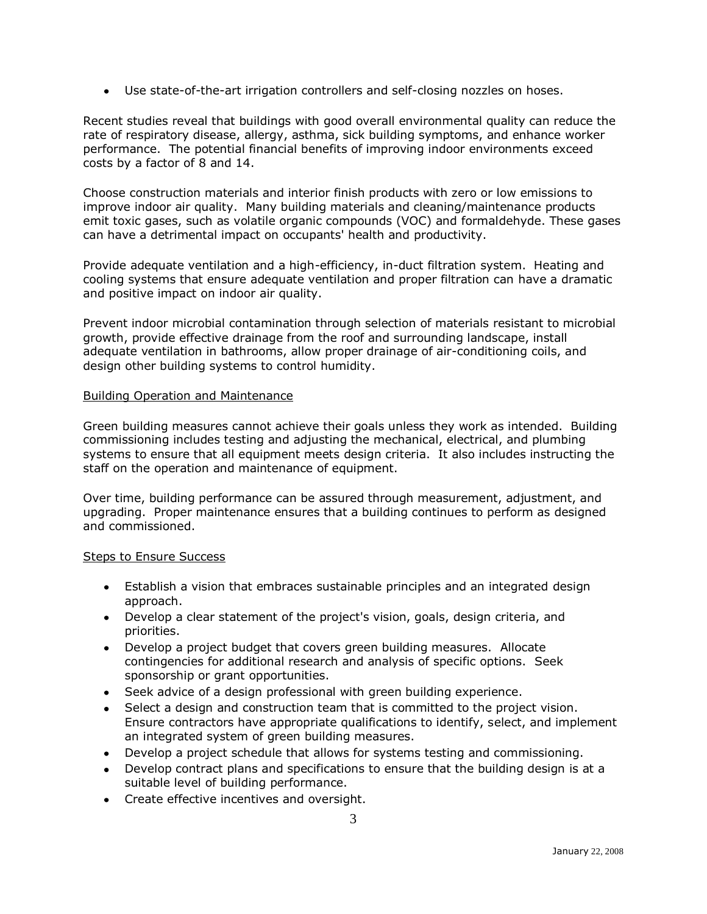- Use state-of-the-art irrigation controllers and self-closing nozzles on hoses.

Recent studies reveal that buildings with good overall environmental quality can reduce the rate of respiratory disease, allergy, asthma, sick building symptoms, and enhance worker performance. The potential financial benefits of improving indoor environments exceed costs by a factor of 8 and 14.

Choose construction materials and interior finish products with zero or low emissions to improve indoor air quality. Many building materials and cleaning/maintenance products emit toxic gases, such as volatile organic compounds (VOC) and formaldehyde. These gases can have a detrimental impact on occupants' health and productivity.

Provide adequate ventilation and a high-efficiency, in-duct filtration system. Heating and cooling systems that ensure adequate ventilation and proper filtration can have a dramatic and positive impact on indoor air quality.

Prevent indoor microbial contamination through selection of materials resistant to microbial growth, provide effective drainage from the roof and surrounding landscape, install adequate ventilation in bathrooms, allow proper drainage of air-conditioning coils, and design other building systems to control humidity.

<u>Building Operation and Maintenance</u>

Green building measures cannot achieve their goals unless they work as intended. Building commissioning includes testing and adjusting the mechanical, electrical, and plumbing systems to ensure that all equipment meets design criteria. It also includes instructing the staff on the operation and maintenance of equipment.

Over time, building performance can be assured through measurement, adjustment, and upgrading. Proper maintenance ensures that a building continues to perform as designed and commissioned.

<u>Steps to Ensure Success</u>

- Establish a vision that embraces sustainable principles and an integrated design approach.
- Develop a clear statement of the project's vision, goals, design criteria, and priorities.
- Develop a project budget that covers green building measures. Allocate contingencies for additional research and analysis of specific options. Seek sponsorship or grant opportunities.
- Seek advice of a design professional with green building experience.
- Select a design and construction team that is committed to the project vision. Ensure contractors have appropriate qualifications to identify, select, and implement an integrated system of green building measures.
- Develop a project schedule that allows for systems testing and commissioning.
- Develop contract plans and specifications to ensure that the building design is at a suitable level of building performance.
- Create effective incentives and oversight.

January 22, 2008